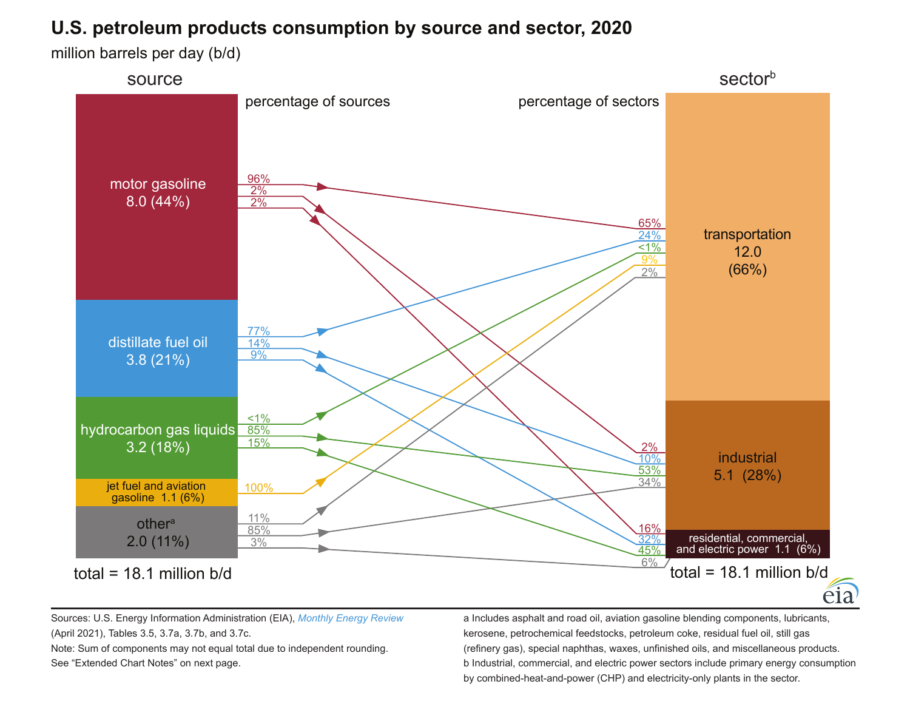# U.S. petroleum products consumption by source and sector, 2020

million barrels per day (b/d)

## Source

| Source | million b/d | Share |
|---|---|---|
| motor gasoline | 8.0 | 44% |
| distillate fuel oil | 3.8 | 21% |
| hydrocarbon gas liquids | 3.2 | 18% |
| jet fuel and aviation gasoline | 1.1 | 6% |
| other[a] | 2.0 | 11% |

total = 18.1 million b/d

## Sector[b]

| Sector | million b/d | Share |
|---|---|---|
| transportation | 12.0 | 66% |
| industrial | 5.1 | 28% |
| residential, commercial, and electric power | 1.1 | 6% |

total = 18.1 million b/d

## Percentage of sources (flows from source to sector)

| Source | transportation | industrial | residential, commercial, and electric power |
|---|---|---|---|
| motor gasoline | 96% | 2% | 2% |
| distillate fuel oil | 77% | 14% | 9% |
| hydrocarbon gas liquids | <1% | 85% | 15% |
| jet fuel and aviation gasoline | 100% | | |
| other | 11% | 85% | 3% |

## Percentage of sectors

| Source | transportation | industrial | residential, commercial, and electric power |
|---|---|---|---|
| motor gasoline | 65% | 2% | 16% |
| distillate fuel oil | 24% | 10% | 32% |
| hydrocarbon gas liquids | <1% | 53% | 45% |
| jet fuel and aviation gasoline | 9% | | |
| other | 2% | 34% | 6% |

Sources: U.S. Energy Information Administration (EIA), *Monthly Energy Review* (April 2021), Tables 3.5, 3.7a, 3.7b, and 3.7c.

Note: Sum of components may not equal total due to independent rounding.

See "Extended Chart Notes" on next page.

a Includes asphalt and road oil, aviation gasoline blending components, lubricants, kerosene, petrochemical feedstocks, petroleum coke, residual fuel oil, still gas (refinery gas), special naphthas, waxes, unfinished oils, and miscellaneous products.

b Industrial, commercial, and electric power sectors include primary energy consumption by combined-heat-and-power (CHP) and electricity-only plants in the sector.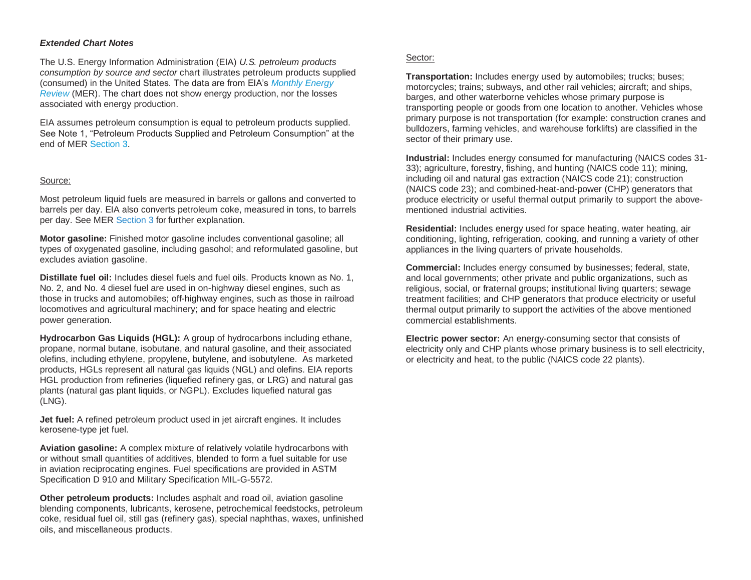***Extended Chart Notes***

The U.S. Energy Information Administration (EIA) *U.S. petroleum products consumption by source and sector* chart illustrates petroleum products supplied (consumed) in the United States. The data are from EIA's *Monthly Energy Review* (MER). The chart does not show energy production, nor the losses associated with energy production.

EIA assumes petroleum consumption is equal to petroleum products supplied. See Note 1, "Petroleum Products Supplied and Petroleum Consumption" at the end of MER Section 3.

Source:

Most petroleum liquid fuels are measured in barrels or gallons and converted to barrels per day. EIA also converts petroleum coke, measured in tons, to barrels per day. See MER Section 3 for further explanation.

**Motor gasoline:** Finished motor gasoline includes conventional gasoline; all types of oxygenated gasoline, including gasohol; and reformulated gasoline, but excludes aviation gasoline.

**Distillate fuel oil:** Includes diesel fuels and fuel oils. Products known as No. 1, No. 2, and No. 4 diesel fuel are used in on-highway diesel engines, such as those in trucks and automobiles; off-highway engines, such as those in railroad locomotives and agricultural machinery; and for space heating and electric power generation.

**Hydrocarbon Gas Liquids (HGL):** A group of hydrocarbons including ethane, propane, normal butane, isobutane, and natural gasoline, and their associated olefins, including ethylene, propylene, butylene, and isobutylene. As marketed products, HGLs represent all natural gas liquids (NGL) and olefins. EIA reports HGL production from refineries (liquefied refinery gas, or LRG) and natural gas plants (natural gas plant liquids, or NGPL). Excludes liquefied natural gas (LNG).

**Jet fuel:** A refined petroleum product used in jet aircraft engines. It includes kerosene-type jet fuel.

**Aviation gasoline:** A complex mixture of relatively volatile hydrocarbons with or without small quantities of additives, blended to form a fuel suitable for use in aviation reciprocating engines. Fuel specifications are provided in ASTM Specification D 910 and Military Specification MIL-G-5572.

**Other petroleum products:** Includes asphalt and road oil, aviation gasoline blending components, lubricants, kerosene, petrochemical feedstocks, petroleum coke, residual fuel oil, still gas (refinery gas), special naphthas, waxes, unfinished oils, and miscellaneous products.

Sector:

**Transportation:** Includes energy used by automobiles; trucks; buses; motorcycles; trains; subways, and other rail vehicles; aircraft; and ships, barges, and other waterborne vehicles whose primary purpose is transporting people or goods from one location to another. Vehicles whose primary purpose is not transportation (for example: construction cranes and bulldozers, farming vehicles, and warehouse forklifts) are classified in the sector of their primary use.

**Industrial:** Includes energy consumed for manufacturing (NAICS codes 31-33); agriculture, forestry, fishing, and hunting (NAICS code 11); mining, including oil and natural gas extraction (NAICS code 21); construction (NAICS code 23); and combined-heat-and-power (CHP) generators that produce electricity or useful thermal output primarily to support the above-mentioned industrial activities.

**Residential:** Includes energy used for space heating, water heating, air conditioning, lighting, refrigeration, cooking, and running a variety of other appliances in the living quarters of private households.

**Commercial:** Includes energy consumed by businesses; federal, state, and local governments; other private and public organizations, such as religious, social, or fraternal groups; institutional living quarters; sewage treatment facilities; and CHP generators that produce electricity or useful thermal output primarily to support the activities of the above mentioned commercial establishments.

**Electric power sector:** An energy-consuming sector that consists of electricity only and CHP plants whose primary business is to sell electricity, or electricity and heat, to the public (NAICS code 22 plants).